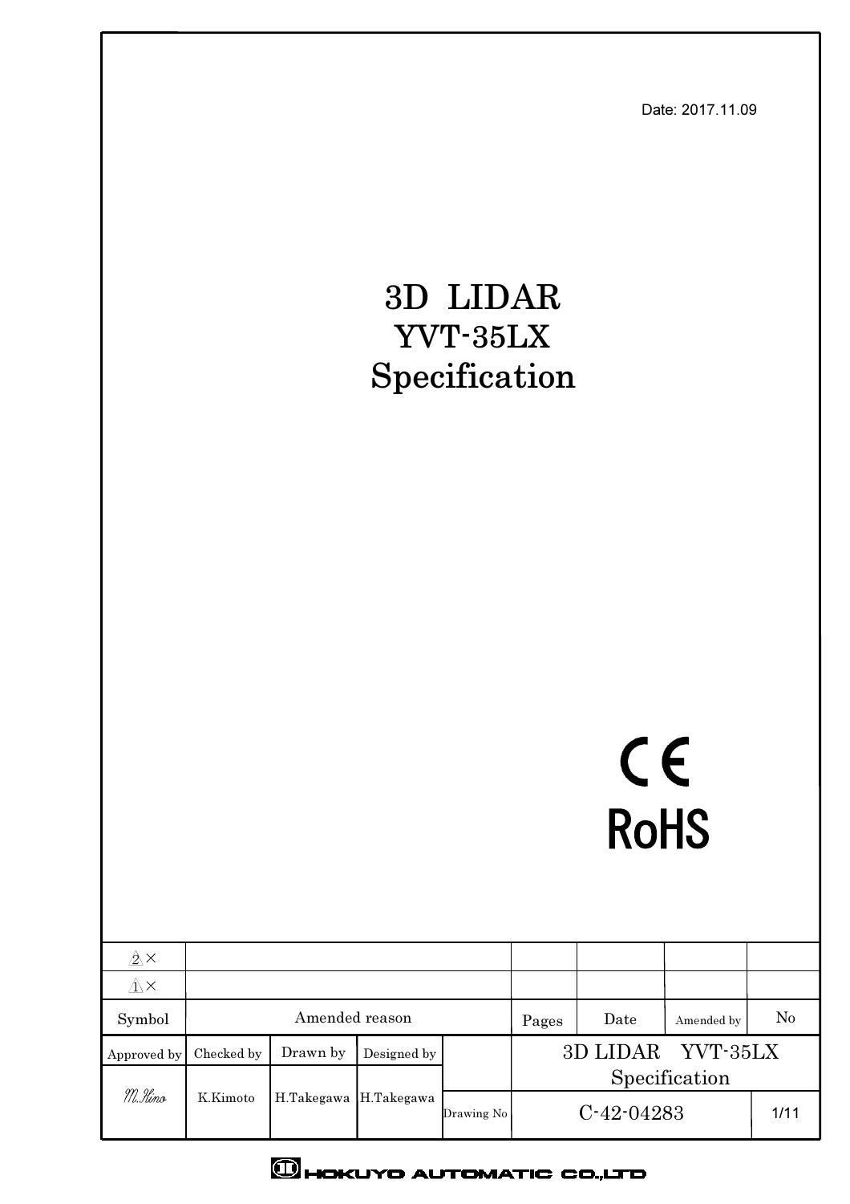Date: 2017.11.09

# 3D LIDAR
# YVT-35LX
# Specification

CE

RoHS

| Symbol | Amended reason | | | | Pages | Date | Amended by | No |
|---|---|---|---|---|---|---|---|---|
| 2 × | | | | | | | | |
| 1 × | | | | | | | | |
| Approved by | Checked by | Drawn by | Designed by | | 3D LIDAR YVT-35LX Specification | | | |
| M.Hino | K.Kimoto | H.Takegawa | H.Takegawa | Drawing No | C-42-04283 | | | 1/11 |

HOKUYO AUTOMATIC CO.,LTD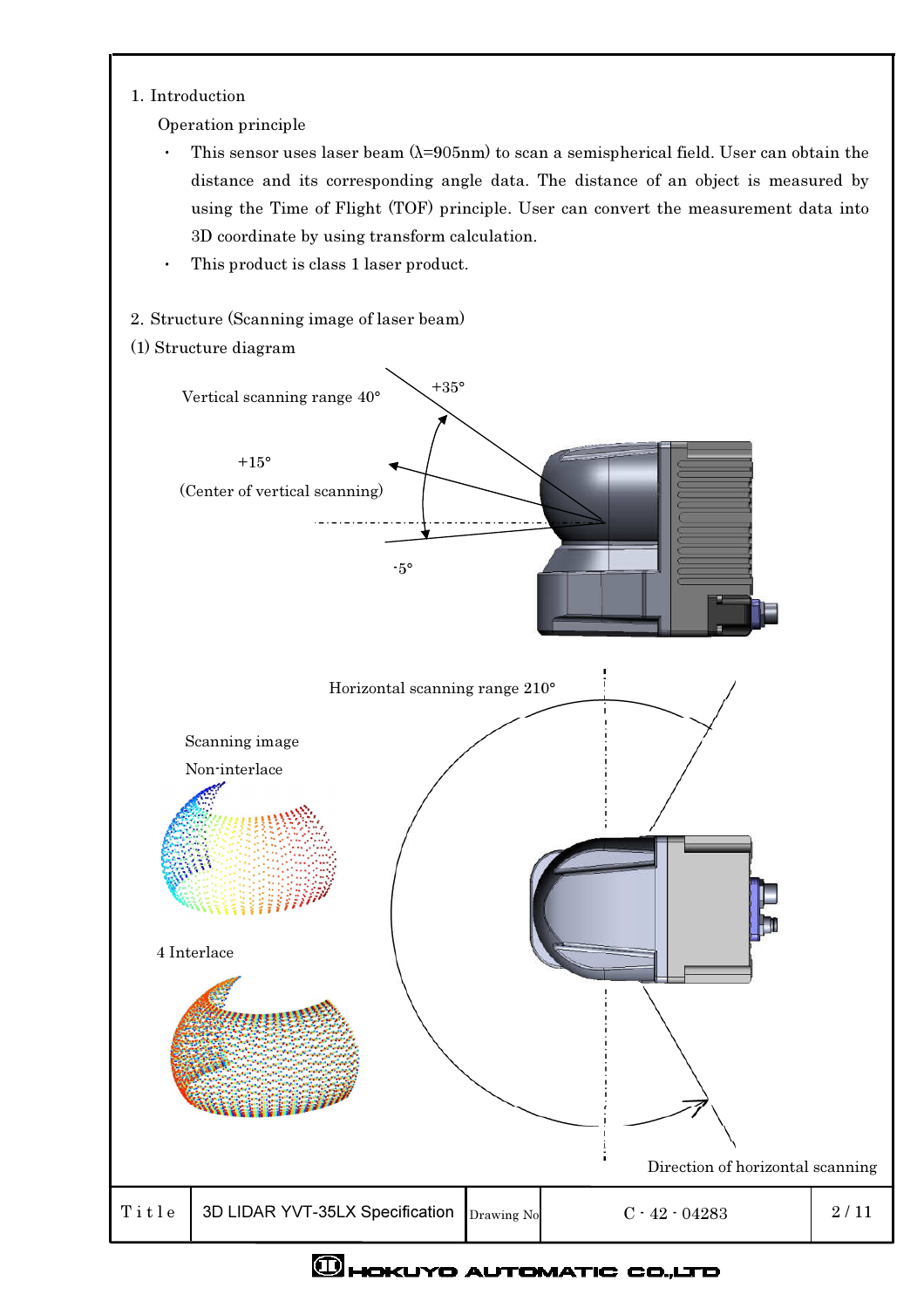## 1. Introduction

Operation principle

- This sensor uses laser beam (λ=905nm) to scan a semispherical field. User can obtain the distance and its corresponding angle data. The distance of an object is measured by using the Time of Flight (TOF) principle. User can convert the measurement data into 3D coordinate by using transform calculation.
- This product is class 1 laser product.

## 2. Structure (Scanning image of laser beam)

### (1) Structure diagram

Vertical scanning range 40°

+35°

+15°

(Center of vertical scanning)

-5°

Horizontal scanning range 210°

Scanning image

Non-interlace

4 Interlace

Direction of horizontal scanning

| Title | 3D LIDAR YVT-35LX Specification | Drawing No | C - 42 - 04283 |
|---|---|---|---|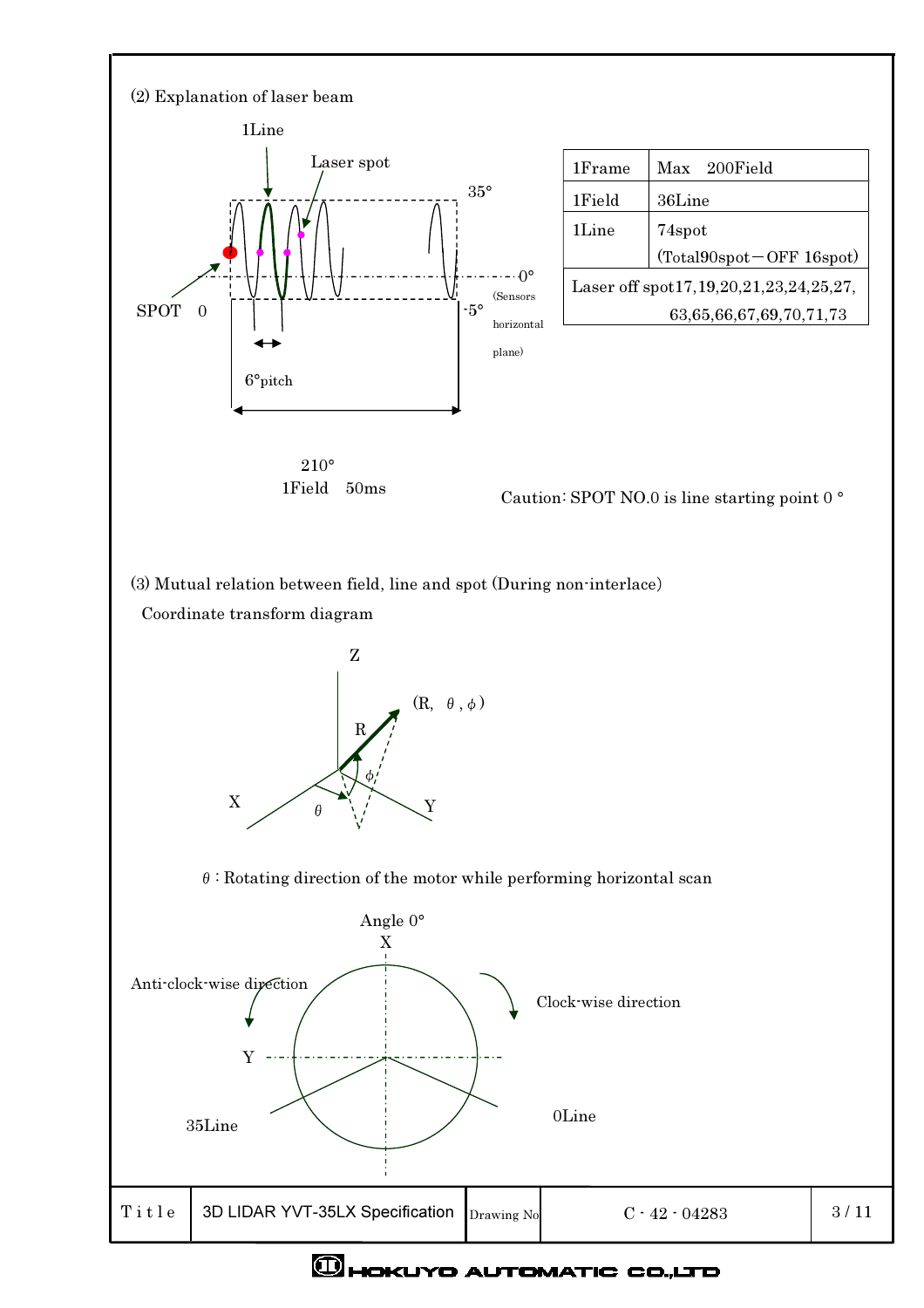(2) Explanation of laser beam

1Line

Laser spot

35°

0°

(Sensors horizontal plane)

SPOT 0

-5°

6°pitch

210°

1Field 50ms

| 1Frame | Max 200Field |
| --- | --- |
| 1Field | 36Line |
| 1Line | 74spot (Total90spot－OFF 16spot) |
| Laser off spot17,19,20,21,23,24,25,27, 63,65,66,67,69,70,71,73 | |

Caution: SPOT NO.0 is line starting point 0 °

(3) Mutual relation between field, line and spot (During non-interlace)

Coordinate transform diagram

Z

(R, $\theta$ , $\phi$ )

R

$\phi$

X

$\theta$

Y

$\theta$ : Rotating direction of the motor while performing horizontal scan

Angle 0°

X

Anti-clock-wise direction

Clock-wise direction

Y

35Line

0Line

| Title | 3D LIDAR YVT-35LX Specification | Drawing No | C - 42 - 04283 |
| --- | --- | --- | --- |

HOKUYO AUTOMATIC CO.,LTD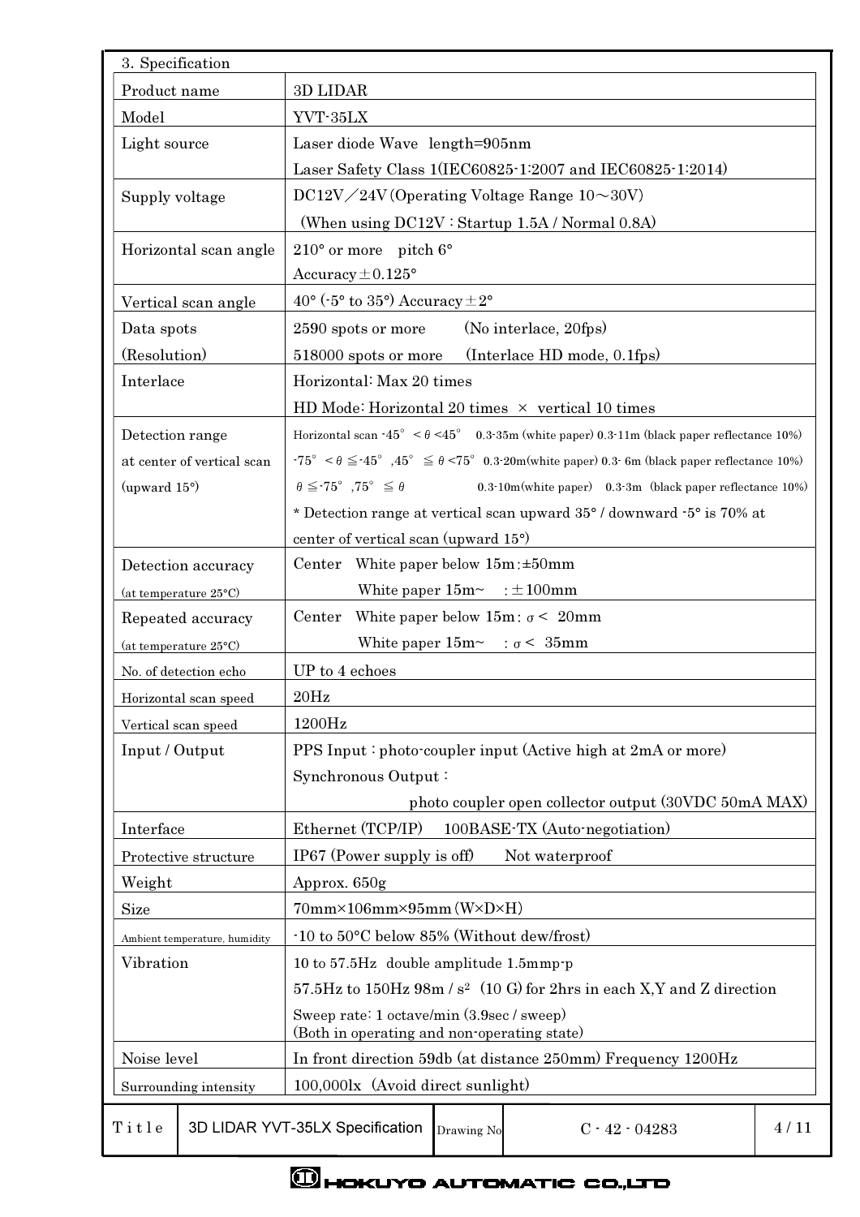## 3. Specification

| Item | Specification |
|---|---|
| Product name | 3D LIDAR |
| Model | YVT-35LX |
| Light source | Laser diode Wave length=905nm<br>Laser Safety Class 1(IEC60825-1:2007 and IEC60825-1:2014) |
| Supply voltage | DC12V／24V (Operating Voltage Range 10～30V)<br>(When using DC12V : Startup 1.5A / Normal 0.8A) |
| Horizontal scan angle | 210° or more pitch 6°<br>Accuracy±0.125° |
| Vertical scan angle | 40° (-5° to 35°) Accuracy±2° |
| Data spots<br>(Resolution) | 2590 spots or more (No interlace, 20fps)<br>518000 spots or more (Interlace HD mode, 0.1fps) |
| Interlace | Horizontal: Max 20 times<br>HD Mode: Horizontal 20 times × vertical 10 times |
| Detection range at center of vertical scan (upward 15°) | Horizontal scan -45° < θ <45° 0.3-35m (white paper) 0.3-11m (black paper reflectance 10%)<br>-75° < θ ≦-45° ,45° ≦ θ <75° 0.3-20m(white paper) 0.3- 6m (black paper reflectance 10%)<br>θ ≦-75° ,75° ≦ θ 0.3-10m(white paper) 0.3-3m (black paper reflectance 10%)<br>* Detection range at vertical scan upward 35° / downward -5° is 70% at center of vertical scan (upward 15°) |
| Detection accuracy<br>(at temperature 25°C) | Center White paper below 15m :±50mm<br>White paper 15m~ : ±100mm |
| Repeated accuracy<br>(at temperature 25°C) | Center White paper below 15m : σ < 20mm<br>White paper 15m~ : σ < 35mm |
| No. of detection echo | UP to 4 echoes |
| Horizontal scan speed | 20Hz |
| Vertical scan speed | 1200Hz |
| Input / Output | PPS Input : photo-coupler input (Active high at 2mA or more)<br>Synchronous Output :<br>photo coupler open collector output (30VDC 50mA MAX) |
| Interface | Ethernet (TCP/IP) 100BASE-TX (Auto-negotiation) |
| Protective structure | IP67 (Power supply is off) Not waterproof |
| Weight | Approx. 650g |
| Size | 70mm×106mm×95mm (W×D×H) |
| Ambient temperature, humidity | -10 to 50°C below 85% (Without dew/frost) |
| Vibration | 10 to 57.5Hz double amplitude 1.5mmp-p<br>57.5Hz to 150Hz 98m / s² (10 G) for 2hrs in each X,Y and Z direction<br>Sweep rate: 1 octave/min (3.9sec / sweep)<br>(Both in operating and non-operating state) |
| Noise level | In front direction 59db (at distance 250mm) Frequency 1200Hz |
| Surrounding intensity | 100,000lx (Avoid direct sunlight) |

| Title | 3D LIDAR YVT-35LX Specification | Drawing No | C - 42 - 04283 |
|---|---|---|---|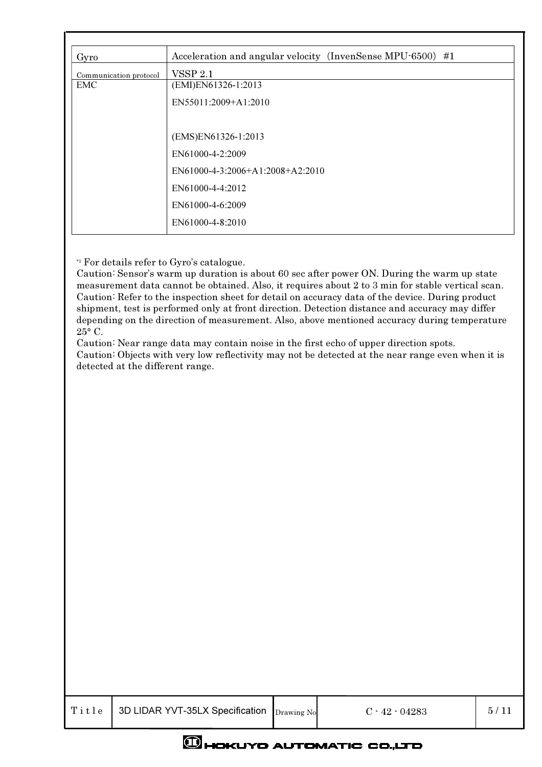| Gyro | Acceleration and angular velocity (InvenSense MPU-6500) #1 |
|---|---|
| Communication protocol | VSSP 2.1 |
| EMC | (EMI)EN61326-1:2013<br>EN55011:2009+A1:2010<br><br>(EMS)EN61326-1:2013<br>EN61000-4-2:2009<br>EN61000-4-3:2006+A1:2008+A2:2010<br>EN61000-4-4:2012<br>EN61000-4-6:2009<br>EN61000-4-8:2010 |

*1 For details refer to Gyro's catalogue.
Caution: Sensor's warm up duration is about 60 sec after power ON. During the warm up state measurement data cannot be obtained. Also, it requires about 2 to 3 min for stable vertical scan.
Caution: Refer to the inspection sheet for detail on accuracy data of the device. During product shipment, test is performed only at front direction. Detection distance and accuracy may differ depending on the direction of measurement. Also, above mentioned accuracy during temperature 25° C.
Caution: Near range data may contain noise in the first echo of upper direction spots.
Caution: Objects with very low reflectivity may not be detected at the near range even when it is detected at the different range.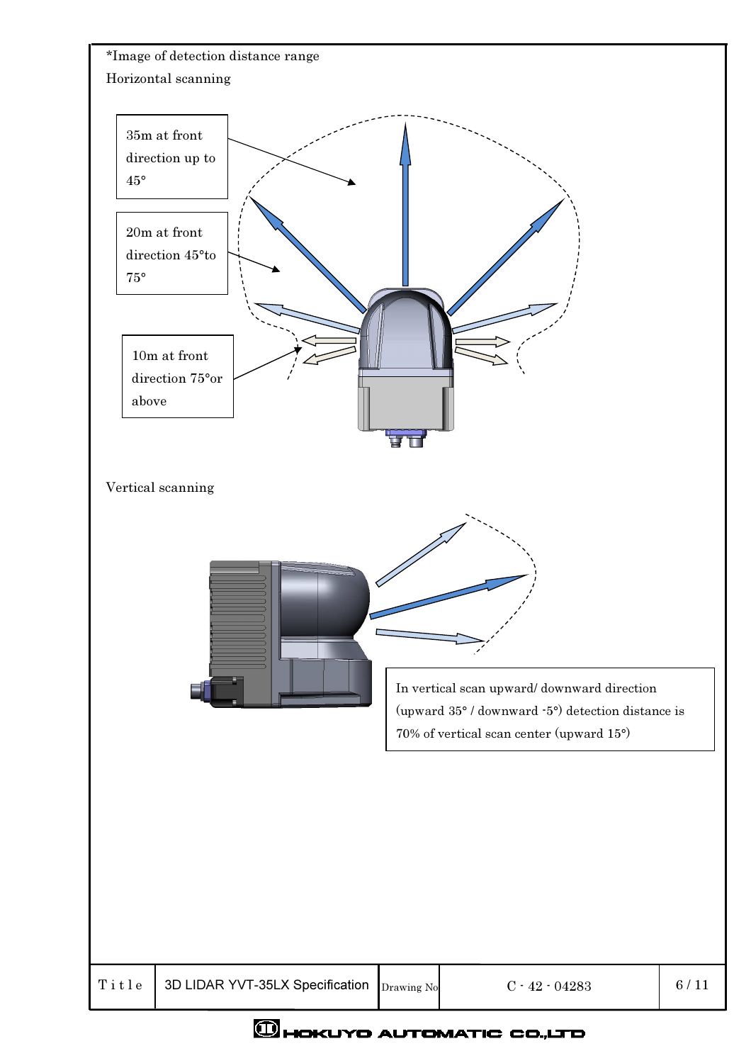*Image of detection distance range

Horizontal scanning

35m at front direction up to 45°

20m at front direction 45°to 75°

10m at front direction 75°or above

Vertical scanning

In vertical scan upward/ downward direction (upward 35° / downward -5°) detection distance is 70% of vertical scan center (upward 15°)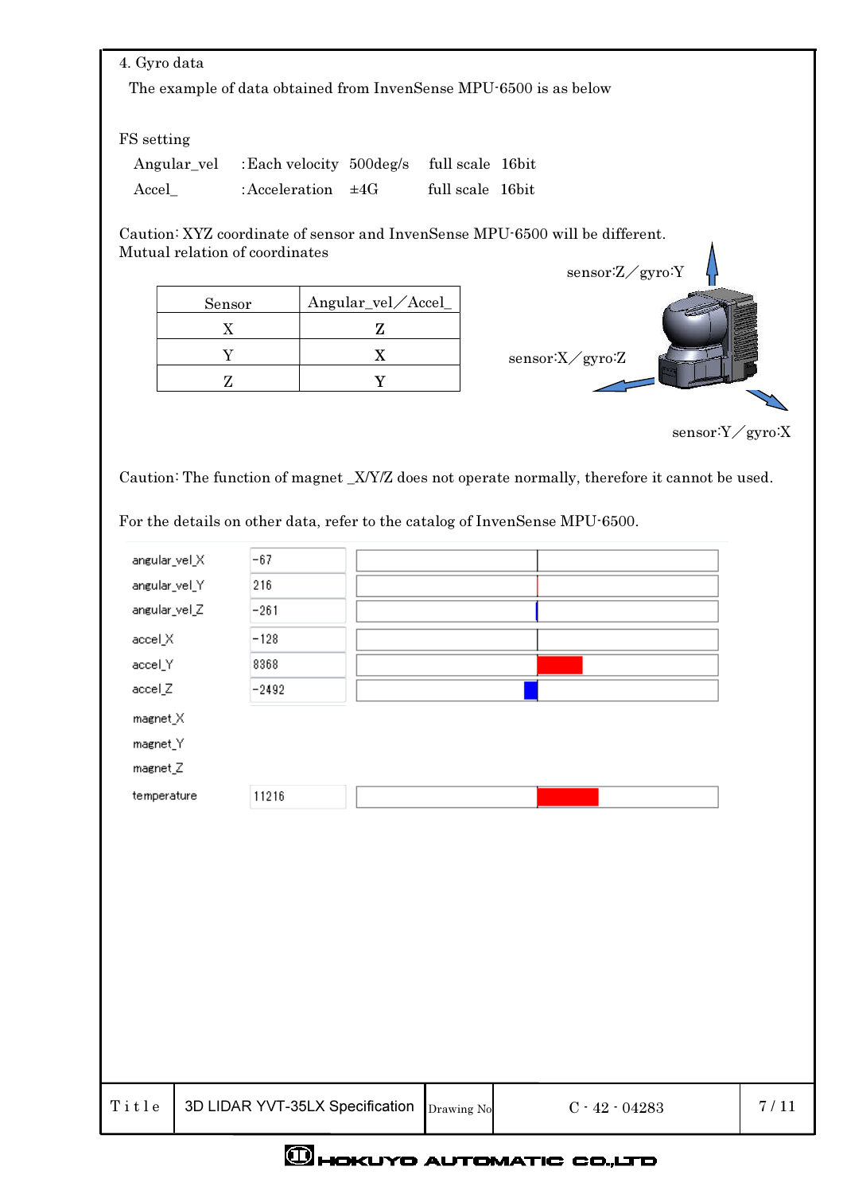## 4. Gyro data

The example of data obtained from InvenSense MPU-6500 is as below

FS setting

| | | | | |
|---|---|---|---|---|
| Angular_vel | :Each velocity | 500deg/s | full scale | 16bit |
| Accel_ | :Acceleration | ±4G | full scale | 16bit |

Caution: XYZ coordinate of sensor and InvenSense MPU-6500 will be different.
Mutual relation of coordinates

| Sensor | Angular_vel／Accel_ |
|---|---|
| X | Z |
| Y | X |
| Z | Y |

sensor:Z／gyro:Y

sensor:X／gyro:Z

sensor:Y／gyro:X

Caution: The function of magnet _X/Y/Z does not operate normally, therefore it cannot be used.

For the details on other data, refer to the catalog of InvenSense MPU-6500.

| | |
|---|---|
| angular_vel_X | -67 |
| angular_vel_Y | 216 |
| angular_vel_Z | -261 |
| accel_X | -128 |
| accel_Y | 8368 |
| accel_Z | -2492 |
| magnet_X | |
| magnet_Y | |
| magnet_Z | |
| temperature | 11216 |

| Title | 3D LIDAR YVT-35LX Specification | Drawing No | C - 42 - 04283 |
|---|---|---|---|

HOKUYO AUTOMATIC CO.,LTD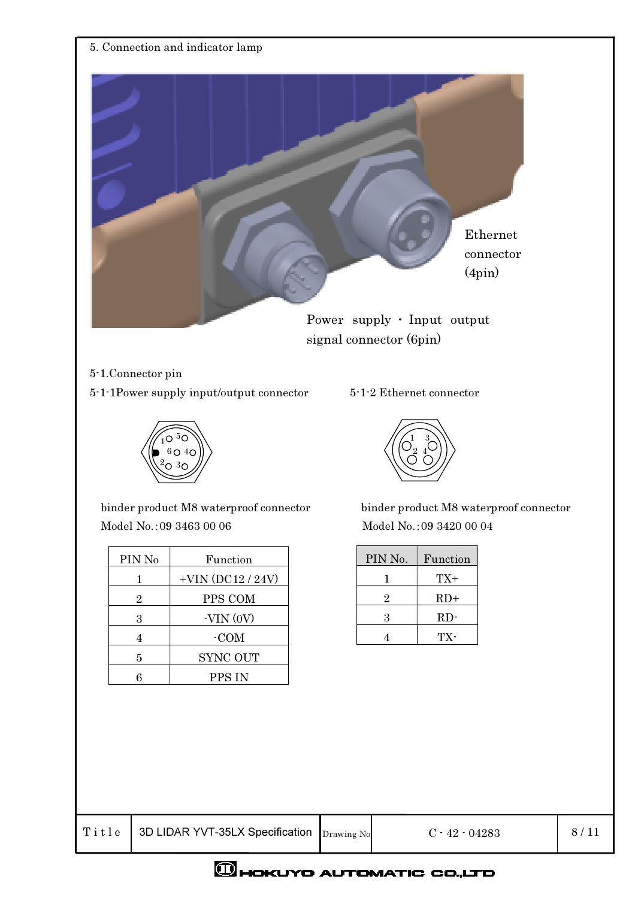## 5. Connection and indicator lamp

Ethernet connector (4pin)

Power supply · Input output signal connector (6pin)

### 5-1.Connector pin

#### 5-1-1Power supply input/output connector

binder product M8 waterproof connector
Model No.:09 3463 00 06

| PIN No | Function |
|---|---|
| 1 | +VIN (DC12 / 24V) |
| 2 | PPS COM |
| 3 | -VIN (0V) |
| 4 | -COM |
| 5 | SYNC OUT |
| 6 | PPS IN |

#### 5-1-2 Ethernet connector

binder product M8 waterproof connector
Model No.:09 3420 00 04

| PIN No. | Function |
|---|---|
| 1 | TX+ |
| 2 | RD+ |
| 3 | RD- |
| 4 | TX- |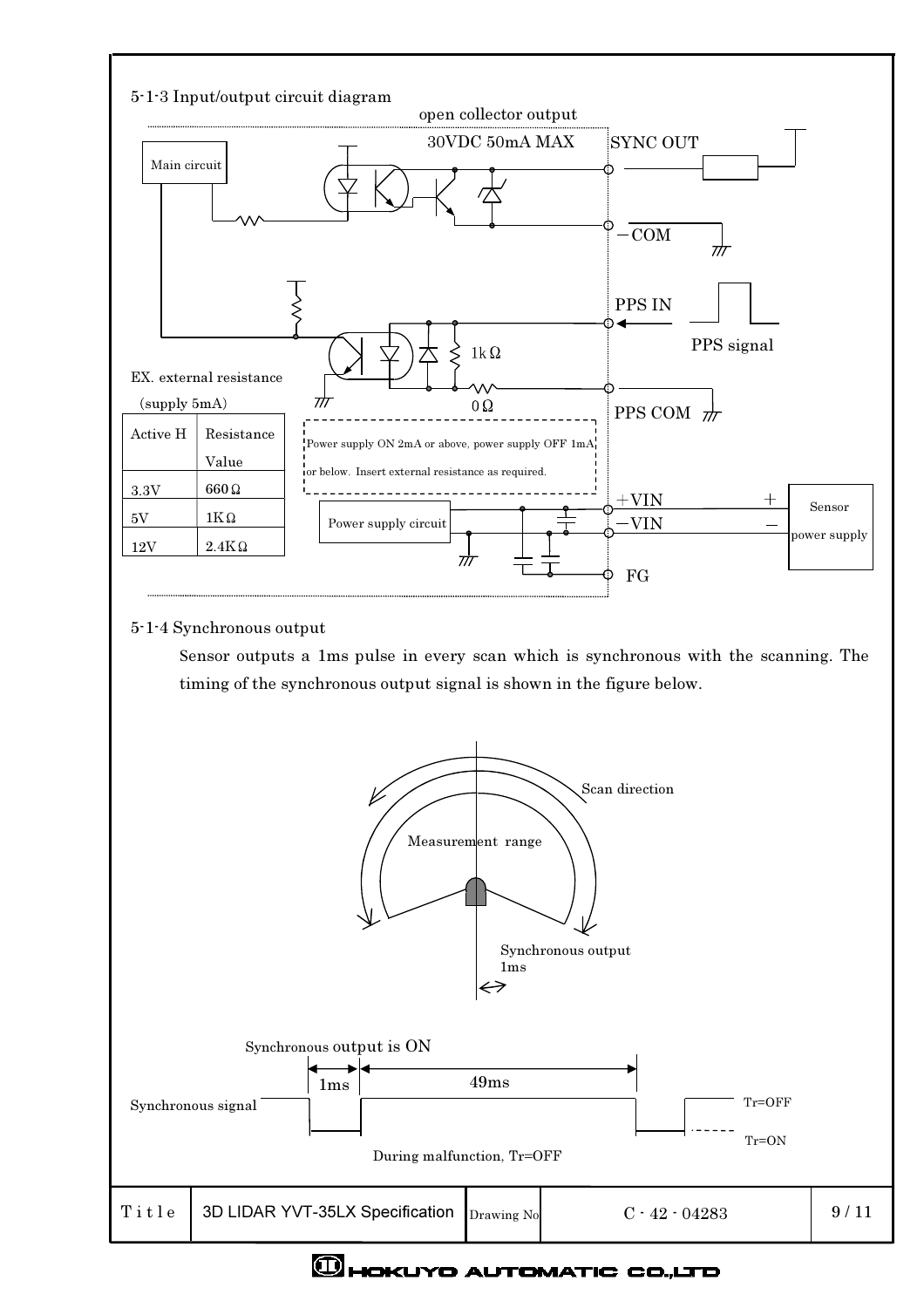5-1-3 Input/output circuit diagram

open collector output

30VDC 50mA MAX

SYNC OUT

Main circuit

−COM

PPS IN

PPS signal

1kΩ

0Ω

PPS COM

EX. external resistance

(supply 5mA)

| Active H | Resistance Value |
|---|---|
| 3.3V | 660Ω |
| 5V | 1KΩ |
| 12V | 2.4KΩ |

Power supply ON 2mA or above, power supply OFF 1mA or below. Insert external resistance as required.

Power supply circuit

+VIN

−VIN

FG

Sensor power supply

5-1-4 Synchronous output

Sensor outputs a 1ms pulse in every scan which is synchronous with the scanning. The timing of the synchronous output signal is shown in the figure below.

Scan direction

Measurement range

Synchronous output 1ms

Synchronous output is ON

1ms

49ms

Synchronous signal

Tr=OFF

Tr=ON

During malfunction, Tr=OFF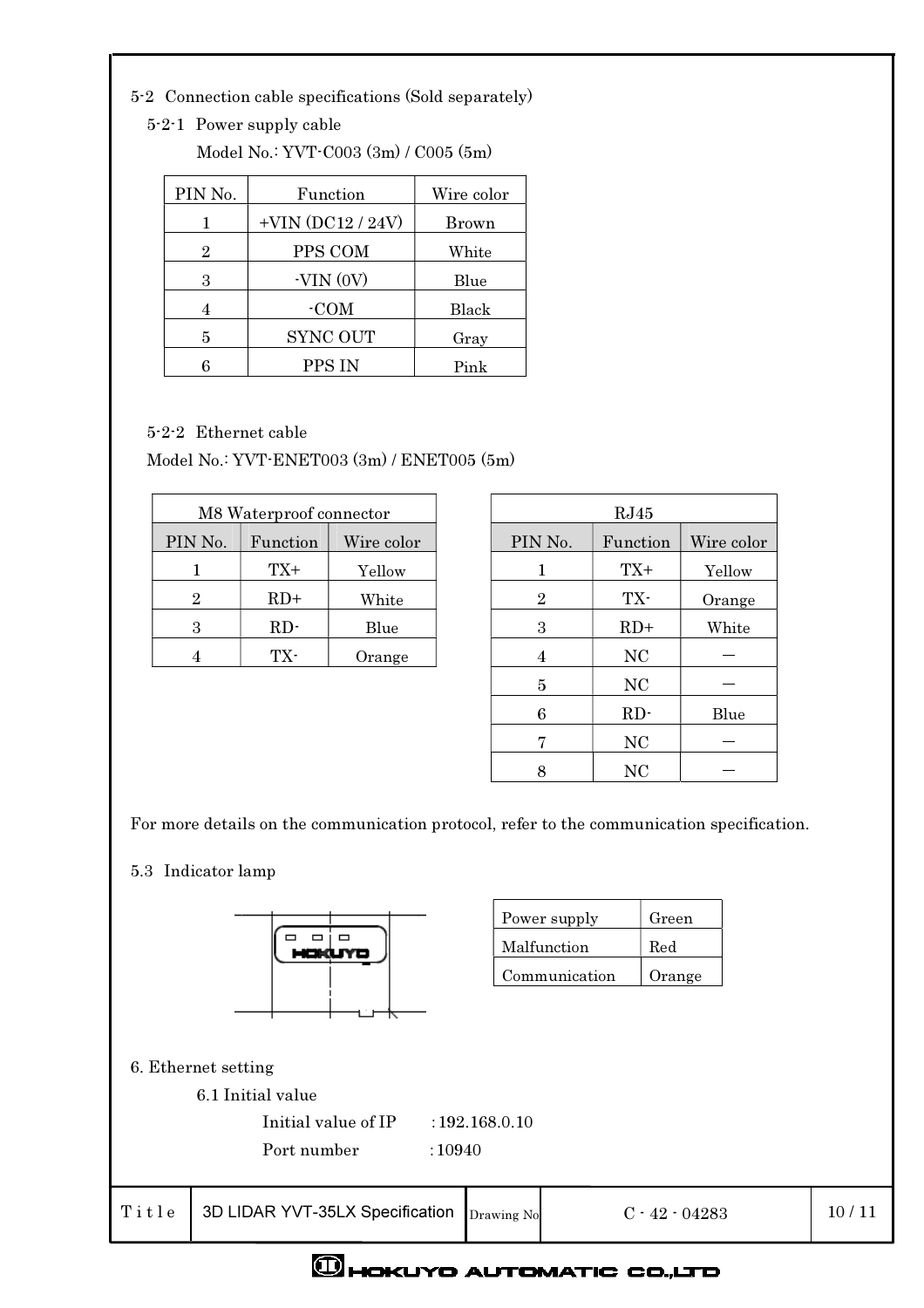5-2 Connection cable specifications (Sold separately)

5-2-1 Power supply cable

Model No.: YVT-C003 (3m) / C005 (5m)

| PIN No. | Function | Wire color |
|---|---|---|
| 1 | +VIN (DC12 / 24V) | Brown |
| 2 | PPS COM | White |
| 3 | -VIN (0V) | Blue |
| 4 | -COM | Black |
| 5 | SYNC OUT | Gray |
| 6 | PPS IN | Pink |

5-2-2 Ethernet cable

Model No.: YVT-ENET003 (3m) / ENET005 (5m)

| M8 Waterproof connector | | |
|---|---|---|
| PIN No. | Function | Wire color |
| 1 | TX+ | Yellow |
| 2 | RD+ | White |
| 3 | RD- | Blue |
| 4 | TX- | Orange |

| RJ45 | | |
|---|---|---|
| PIN No. | Function | Wire color |
| 1 | TX+ | Yellow |
| 2 | TX- | Orange |
| 3 | RD+ | White |
| 4 | NC | — |
| 5 | NC | — |
| 6 | RD- | Blue |
| 7 | NC | — |
| 8 | NC | — |

For more details on the communication protocol, refer to the communication specification.

5.3 Indicator lamp

| Power supply | Green |
|---|---|
| Malfunction | Red |
| Communication | Orange |

6. Ethernet setting

6.1 Initial value

Initial value of IP : 192.168.0.10

Port number : 10940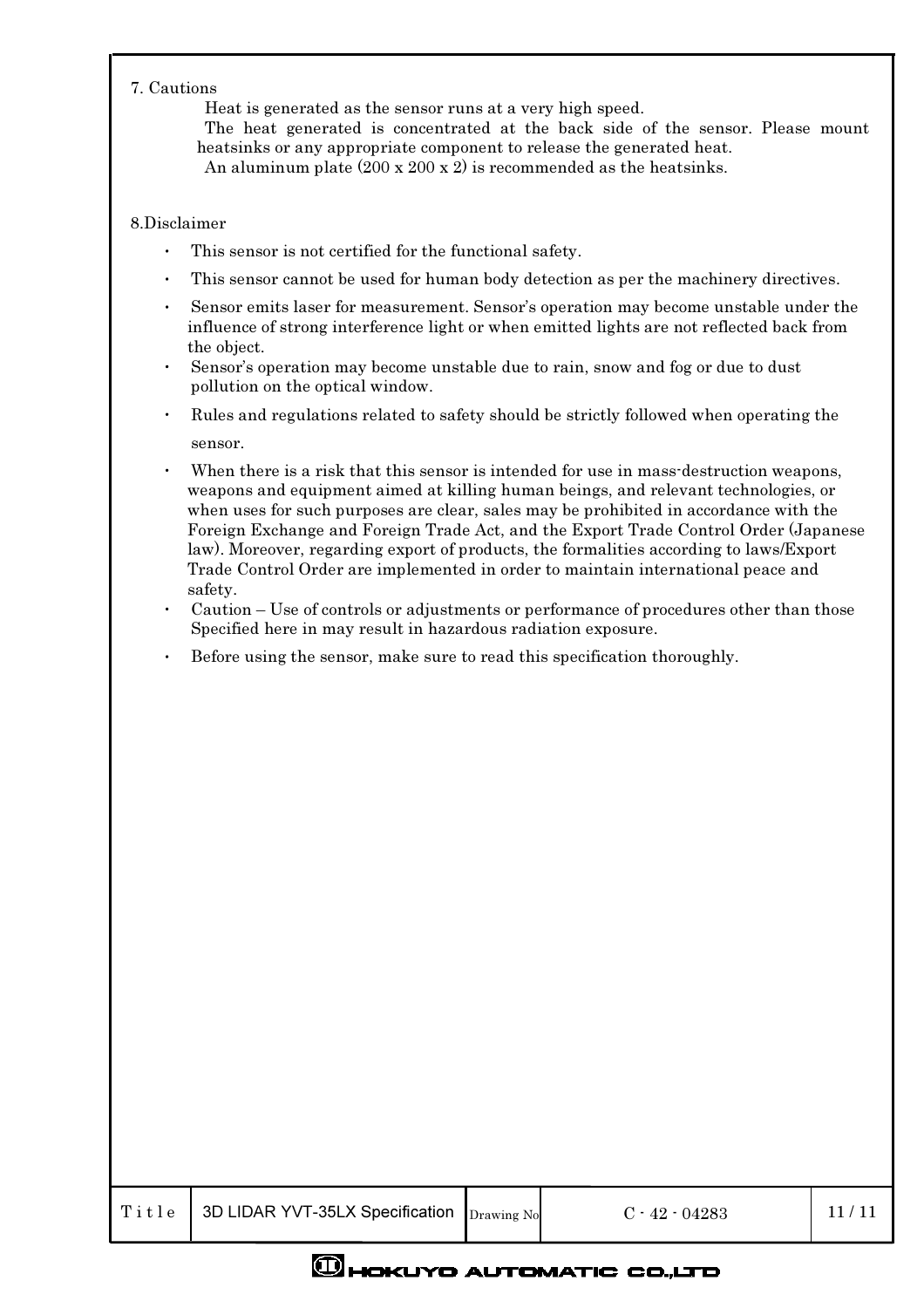## 7. Cautions

Heat is generated as the sensor runs at a very high speed.

The heat generated is concentrated at the back side of the sensor. Please mount heatsinks or any appropriate component to release the generated heat.

An aluminum plate (200 x 200 x 2) is recommended as the heatsinks.

## 8.Disclaimer

- This sensor is not certified for the functional safety.
- This sensor cannot be used for human body detection as per the machinery directives.
- Sensor emits laser for measurement. Sensor's operation may become unstable under the influence of strong interference light or when emitted lights are not reflected back from the object.
- Sensor's operation may become unstable due to rain, snow and fog or due to dust pollution on the optical window.
- Rules and regulations related to safety should be strictly followed when operating the sensor.
- When there is a risk that this sensor is intended for use in mass-destruction weapons, weapons and equipment aimed at killing human beings, and relevant technologies, or when uses for such purposes are clear, sales may be prohibited in accordance with the Foreign Exchange and Foreign Trade Act, and the Export Trade Control Order (Japanese law). Moreover, regarding export of products, the formalities according to laws/Export Trade Control Order are implemented in order to maintain international peace and safety.
- Caution – Use of controls or adjustments or performance of procedures other than those Specified here in may result in hazardous radiation exposure.
- Before using the sensor, make sure to read this specification thoroughly.